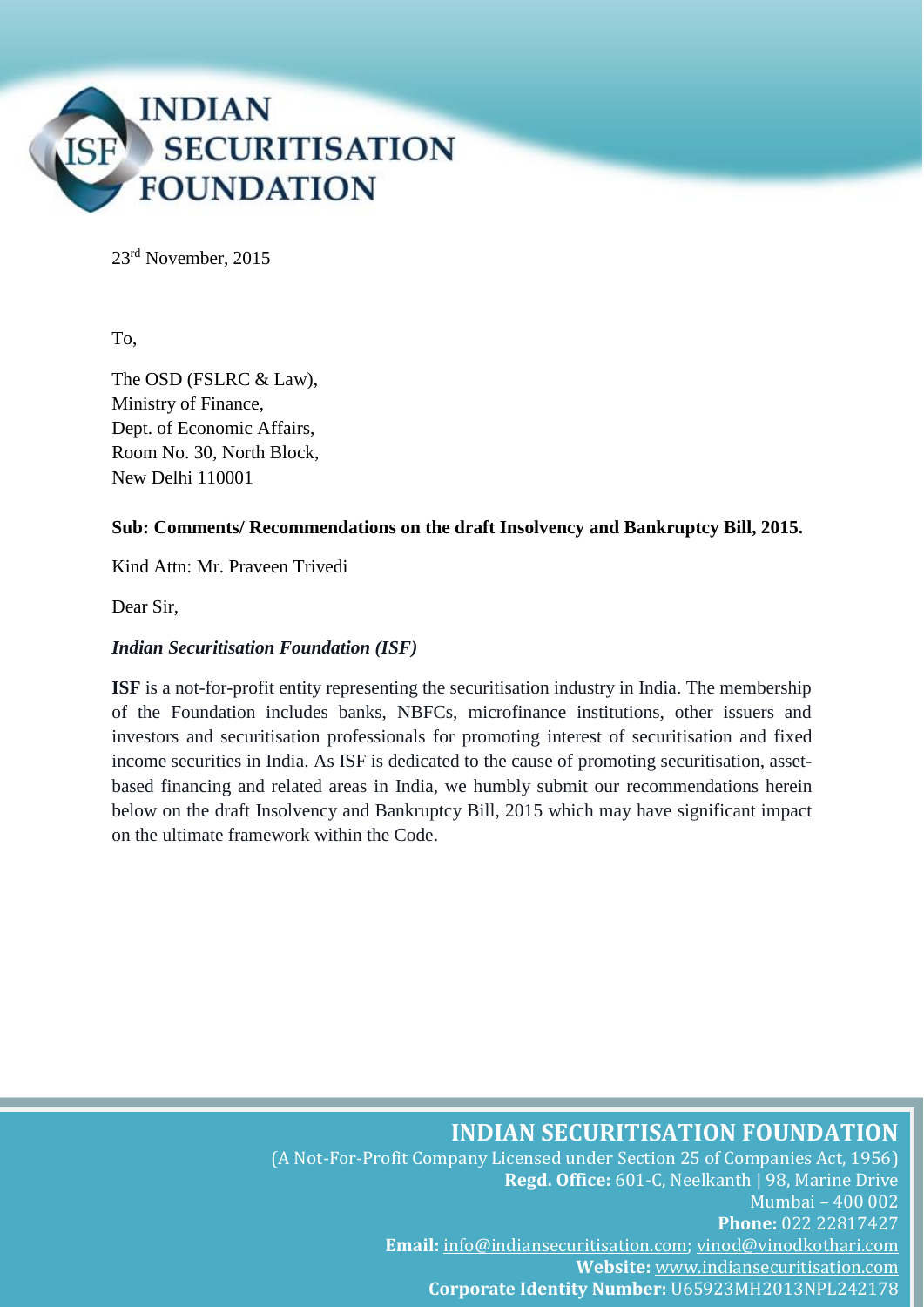# INDIAN SECURITISATION FOUNDATION

23rd November, 2015

To,

The OSD (FSLRC & Law),
Ministry of Finance,
Dept. of Economic Affairs,
Room No. 30, North Block,
New Delhi 110001

**Sub: Comments/ Recommendations on the draft Insolvency and Bankruptcy Bill, 2015.**

Kind Attn: Mr. Praveen Trivedi

Dear Sir,

***Indian Securitisation Foundation (ISF)***

**ISF** is a not-for-profit entity representing the securitisation industry in India. The membership of the Foundation includes banks, NBFCs, microfinance institutions, other issuers and investors and securitisation professionals for promoting interest of securitisation and fixed income securities in India. As ISF is dedicated to the cause of promoting securitisation, asset-based financing and related areas in India, we humbly submit our recommendations herein below on the draft Insolvency and Bankruptcy Bill, 2015 which may have significant impact on the ultimate framework within the Code.

**INDIAN SECURITISATION FOUNDATION**
(A Not-For-Profit Company Licensed under Section 25 of Companies Act, 1956)
**Regd. Office:** 601-C, Neelkanth | 98, Marine Drive
Mumbai – 400 002
**Phone:** 022 22817427
**Email:** info@indiansecuritisation.com; vinod@vinodkothari.com
**Website:** www.indiansecuritisation.com
**Corporate Identity Number:** U65923MH2013NPL242178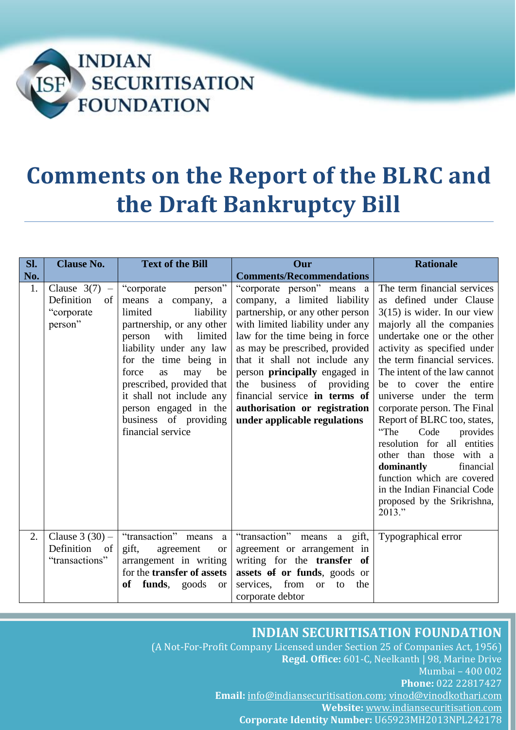# Comments on the Report of the BLRC and the Draft Bankruptcy Bill

| Sl. No. | Clause No. | Text of the Bill | Our Comments/Recommendations | Rationale |
|---|---|---|---|---|
| 1. | Clause 3(7) – Definition of "corporate person" | "corporate person" means a company, a limited liability partnership, or any other person with limited liability under any law for the time being in force as may be prescribed, provided that it shall not include any person engaged in the business of providing financial service | "corporate person" means a company, a limited liability partnership, or any other person with limited liability under any law for the time being in force as may be prescribed, provided that it shall not include any person **principally** engaged in the business of providing financial service **in terms of authorisation or registration under applicable regulations** | The term financial services as defined under Clause 3(15) is wider. In our view majorly all the companies undertake one or the other activity as specified under the term financial services. The intent of the law cannot be to cover the entire universe under the term corporate person. The Final Report of BLRC too, states, "The Code provides resolution for all entities other than those with a **dominantly** financial function which are covered in the Indian Financial Code proposed by the Srikrishna, 2013." |
| 2. | Clause 3 (30) – Definition of "transactions" | "transaction" means a gift, agreement or arrangement in writing for the **transfer of assets of funds**, goods or | "transaction" means a gift, agreement or arrangement in writing for the **transfer of assets ~~of~~ or funds**, goods or services, from or to the corporate debtor | Typographical error |

**INDIAN SECURITISATION FOUNDATION**
(A Not-For-Profit Company Licensed under Section 25 of Companies Act, 1956)
**Regd. Office:** 601-C, Neelkanth | 98, Marine Drive
Mumbai – 400 002
**Phone:** 022 22817427
**Email:** info@indiansecuritisation.com; vinod@vinodkothari.com
**Website:** www.indiansecuritisation.com
**Corporate Identity Number:** U65923MH2013NPL242178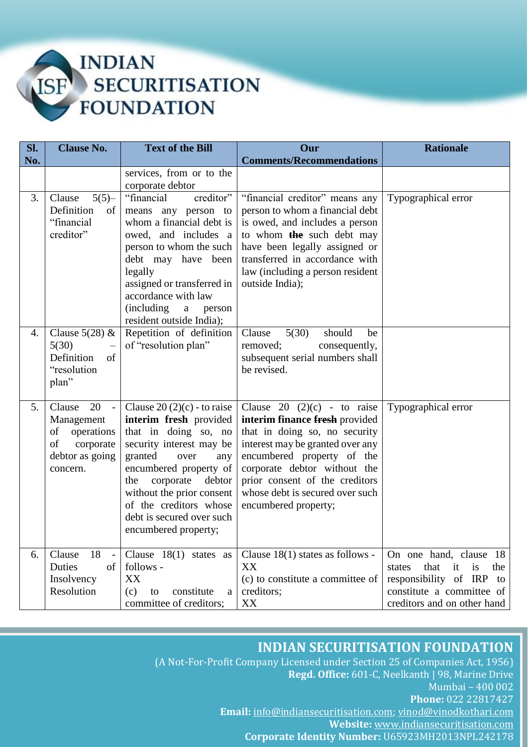| Sl. No. | Clause No. | Text of the Bill | Our Comments/Recommendations | Rationale |
|---|---|---|---|---|
| | | services, from or to the corporate debtor | | |
| 3. | Clause 5(5)– Definition of "financial creditor" | "financial creditor" means any person to whom a financial debt is owed, and includes a person to whom the such debt may have been legally assigned or transferred in accordance with law (including a person resident outside India); | "financial creditor" means any person to whom a financial debt is owed, and includes a person to whom ~~**the**~~ such debt may have been legally assigned or transferred in accordance with law (including a person resident outside India); | Typographical error |
| 4. | Clause 5(28) & 5(30) – Definition of "resolution plan" | Repetition of definition of "resolution plan" | Clause 5(30) should be removed; consequently, subsequent serial numbers shall be revised. | |
| 5. | Clause 20 - Management of operations of corporate debtor as going concern. | Clause 20 (2)(c) - to raise **interim fresh** provided that in doing so, no security interest may be granted over any encumbered property of the corporate debtor without the prior consent of the creditors whose debt is secured over such encumbered property; | Clause 20 (2)(c) - to raise **interim finance ~~fresh~~** provided that in doing so, no security interest may be granted over any encumbered property of the corporate debtor without the prior consent of the creditors whose debt is secured over such encumbered property; | Typographical error |
| 6. | Clause 18 - Duties of Insolvency Resolution | Clause 18(1) states as follows -<br>XX<br>(c) to constitute a committee of creditors; | Clause 18(1) states as follows -<br>XX<br>(c) to constitute a committee of creditors;<br>XX | On one hand, clause 18 states that it is the responsibility of IRP to constitute a committee of creditors and on other hand |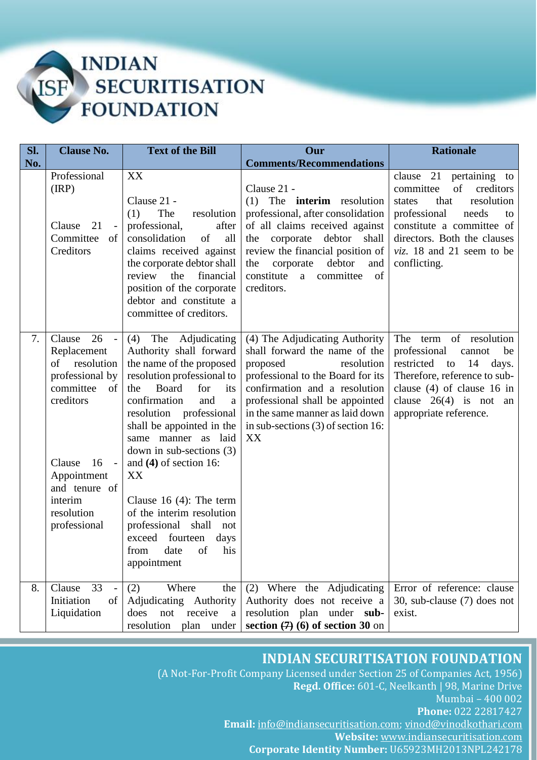| Sl. No. | Clause No. | Text of the Bill | Our Comments/Recommendations | Rationale |
|---|---|---|---|---|
| | Professional (IRP)<br><br>Clause 21 - Committee of Creditors | XX<br><br>Clause 21 -<br>(1) The resolution professional, after consolidation of all claims received against the corporate debtor shall review the financial position of the corporate debtor and constitute a committee of creditors. | Clause 21 -<br>(1) The **interim** resolution professional, after consolidation of all claims received against the corporate debtor shall review the financial position of the corporate debtor and constitute a committee of creditors. | clause 21 pertaining to committee of creditors states that resolution professional needs to constitute a committee of directors. Both the clauses *viz.* 18 and 21 seem to be conflicting. |
| 7. | Clause 26 - Replacement of resolution professional by committee of creditors<br><br>Clause 16 - Appointment and tenure of interim resolution professional | (4) The Adjudicating Authority shall forward the name of the proposed resolution professional to the Board for its confirmation and a resolution professional shall be appointed in the same manner as laid down in sub-sections (3) and **(4)** of section 16: XX<br><br>Clause 16 (4): The term of the interim resolution professional shall not exceed fourteen days from date of his appointment | (4) The Adjudicating Authority shall forward the name of the proposed resolution professional to the Board for its confirmation and a resolution professional shall be appointed in the same manner as laid down in sub-sections (3) of section 16: XX | The term of resolution professional cannot be restricted to 14 days. Therefore, reference to sub-clause (4) of clause 16 in clause 26(4) is not an appropriate reference. |
| 8. | Clause 33 - Initiation of Liquidation | (2) Where the Adjudicating Authority does not receive a resolution plan under | (2) Where the Adjudicating Authority does not receive a resolution plan under **sub-section ~~(7)~~ (6) of section 30** on | Error of reference: clause 30, sub-clause (7) does not exist. |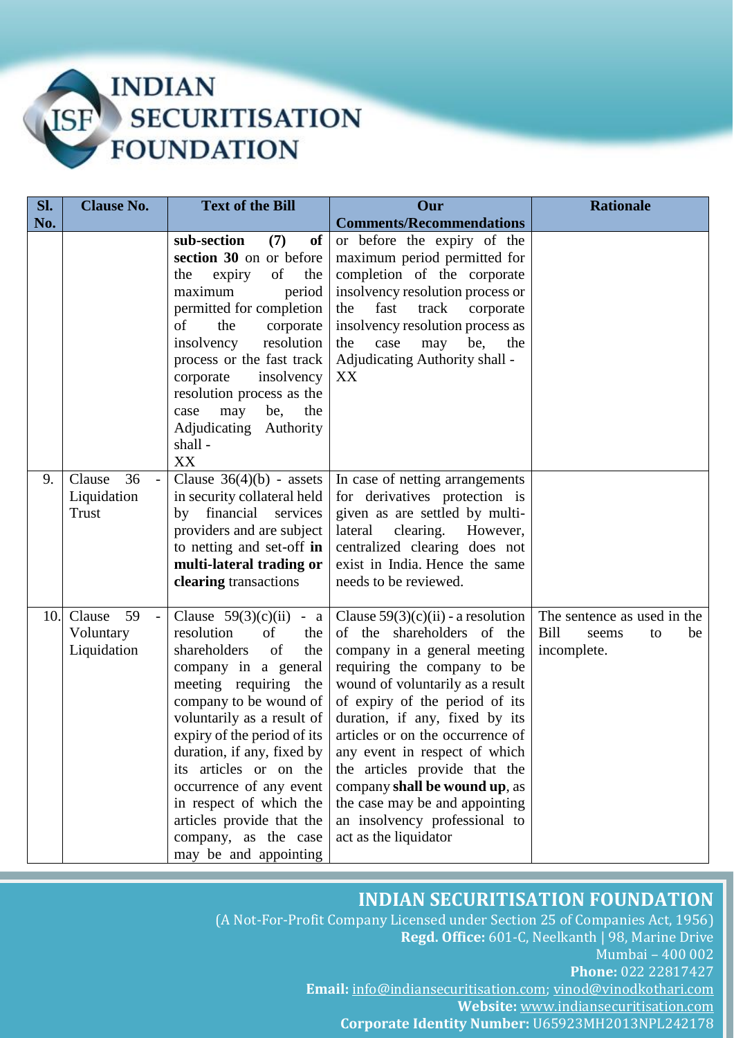| Sl. No. | Clause No. | Text of the Bill | Our Comments/Recommendations | Rationale |
|---|---|---|---|---|
| | | **sub-section (7) of section 30** on or before the expiry of the maximum period permitted for completion of the corporate insolvency resolution process or the fast track corporate insolvency resolution process as the case may be, the Adjudicating Authority shall - XX | or before the expiry of the maximum period permitted for completion of the corporate insolvency resolution process or the fast track corporate insolvency resolution process as the case may be, the Adjudicating Authority shall - XX | |
| 9. | Clause 36 - Liquidation Trust | Clause 36(4)(b) - assets in security collateral held by financial services providers and are subject to netting and set-off **in multi-lateral trading or clearing** transactions | In case of netting arrangements for derivatives protection is given as are settled by multi-lateral clearing. However, centralized clearing does not exist in India. Hence the same needs to be reviewed. | |
| 10. | Clause 59 - Voluntary Liquidation | Clause 59(3)(c)(ii) - a resolution of the shareholders of the company in a general meeting requiring the company to be wound of voluntarily as a result of expiry of the period of its duration, if any, fixed by its articles or on the occurrence of any event in respect of which the articles provide that the company, as the case may be and appointing | Clause 59(3)(c)(ii) - a resolution of the shareholders of the company in a general meeting requiring the company to be wound of voluntarily as a result of expiry of the period of its duration, if any, fixed by its articles or on the occurrence of any event in respect of which the articles provide that the company **shall be wound up**, as the case may be and appointing an insolvency professional to act as the liquidator | The sentence as used in the Bill seems to be incomplete. |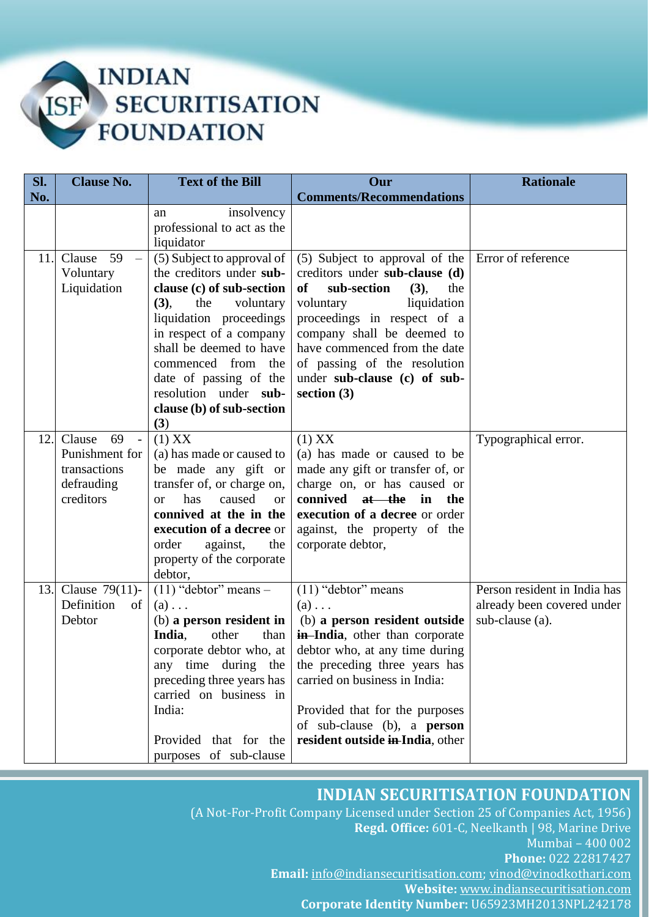| Sl. No. | Clause No. | Text of the Bill | Our Comments/Recommendations | Rationale |
|---|---|---|---|---|
| | | an insolvency professional to act as the liquidator | | |
| 11. | Clause 59 – Voluntary Liquidation | (5) Subject to approval of the creditors under **sub-clause (c) of sub-section (3)**, the voluntary liquidation proceedings in respect of a company shall be deemed to have commenced from the date of passing of the resolution under **sub-clause (b) of sub-section (3)** | (5) Subject to approval of the creditors under **sub-clause (d) of sub-section (3)**, the voluntary liquidation proceedings in respect of a company shall be deemed to have commenced from the date of passing of the resolution under **sub-clause (c) of sub-section (3)** | Error of reference |
| 12. | Clause 69 - Punishment for transactions defrauding creditors | (1) XX<br>(a) has made or caused to be made any gift or transfer of, or charge on, or has caused or **connived at the in the execution of a decree** or order against, the property of the corporate debtor, | (1) XX<br>(a) has made or caused to be made any gift or transfer of, or charge on, or has caused or **connived ~~at the~~ in the execution of a decree** or order against, the property of the corporate debtor, | Typographical error. |
| 13. | Clause 79(11)- Definition of Debtor | (11) "debtor" means –<br>(a) . . .<br>(b) **a person resident in India**, other than corporate debtor who, at any time during the preceding three years has carried on business in India:<br><br>Provided that for the purposes of sub-clause | (11) "debtor" means<br>(a) . . .<br>(b) **a person resident outside ~~in~~ India**, other than corporate debtor who, at any time during the preceding three years has carried on business in India:<br><br>Provided that for the purposes of sub-clause (b), a **person resident outside ~~in~~ India**, other | Person resident in India has already been covered under sub-clause (a). |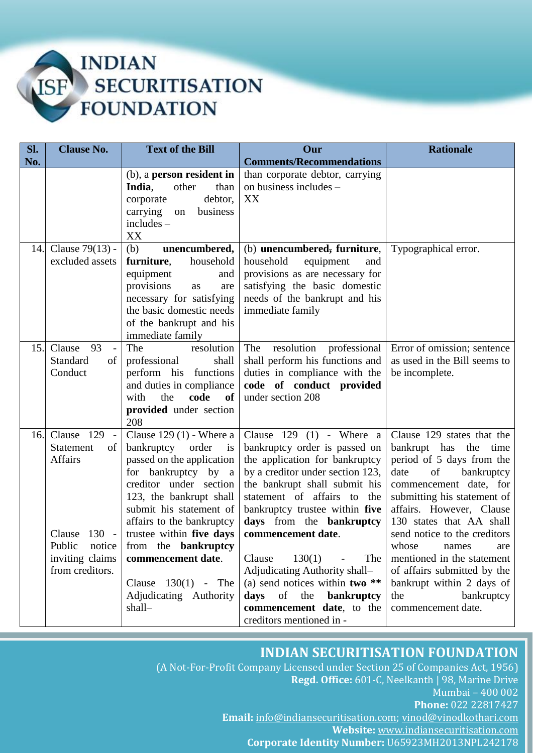| Sl. No. | Clause No. | Text of the Bill | Our Comments/Recommendations | Rationale |
|---|---|---|---|---|
| | | (b), a **person resident in India**, other than corporate debtor, carrying on business includes – XX | than corporate debtor, carrying on business includes – XX | |
| 14. | Clause 79(13) - excluded assets | (b) **unencumbered, furniture**, household equipment and provisions as are necessary for satisfying the basic domestic needs of the bankrupt and his immediate family | (b) **unencumbered~~,~~ furniture**, household equipment and provisions as are necessary for satisfying the basic domestic needs of the bankrupt and his immediate family | Typographical error. |
| 15. | Clause 93 - Standard of Conduct | The resolution professional shall perform his functions and duties in compliance with the **code of provided** under section 208 | The resolution professional shall perform his functions and duties in compliance with the **code of conduct provided** under section 208 | Error of omission; sentence as used in the Bill seems to be incomplete. |
| 16. | Clause 129 - Statement of Affairs<br><br>Clause 130 - Public notice inviting claims from creditors. | Clause 129 (1) - Where a bankruptcy order is passed on the application for bankruptcy by a creditor under section 123, the bankrupt shall submit his statement of affairs to the bankruptcy trustee within **five days** from the **bankruptcy commencement date**.<br><br>Clause 130(1) - The Adjudicating Authority shall– | Clause 129 (1) - Where a bankruptcy order is passed on the application for bankruptcy by a creditor under section 123, the bankrupt shall submit his statement of affairs to the bankruptcy trustee within **five days** from the **bankruptcy commencement date**.<br><br>Clause 130(1) - The Adjudicating Authority shall–<br>(a) send notices within ~~**two**~~ **\*\* days** of the **bankruptcy commencement date**, to the creditors mentioned in - | Clause 129 states that the bankrupt has the time period of 5 days from the date of bankruptcy commencement date, for submitting his statement of affairs. However, Clause 130 states that AA shall send notice to the creditors whose names are mentioned in the statement of affairs submitted by the bankrupt within 2 days of the bankruptcy commencement date. |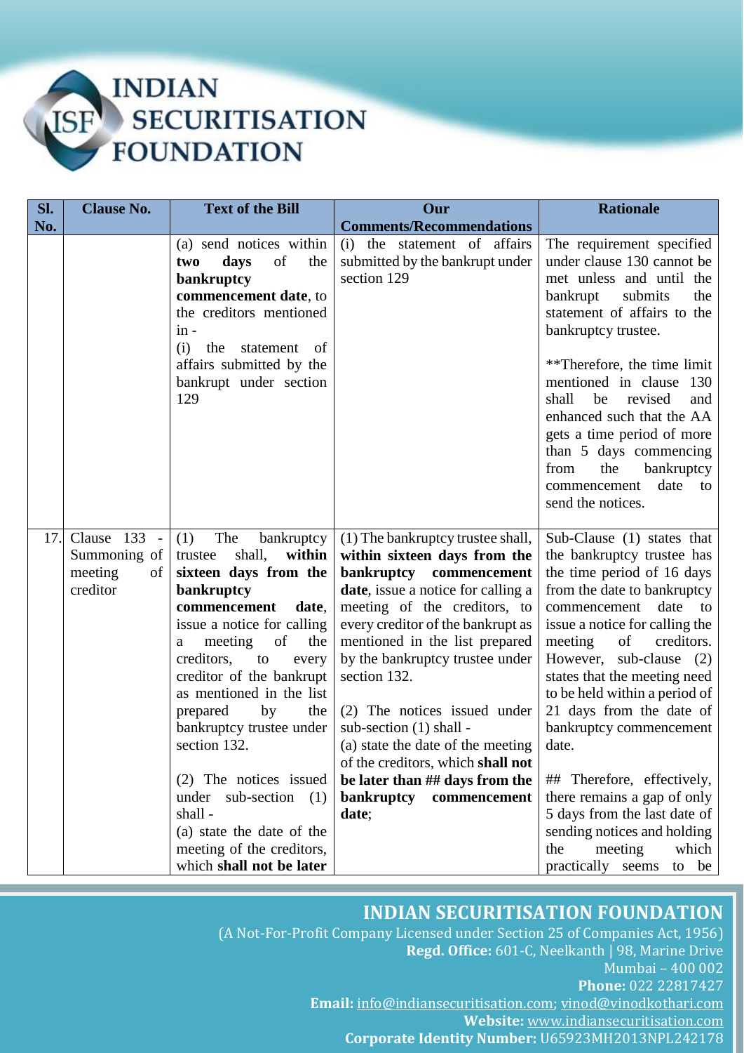| Sl. No. | Clause No. | Text of the Bill | Our Comments/Recommendations | Rationale |
|---|---|---|---|---|
| | | (a) send notices within **two days of the bankruptcy commencement date**, to the creditors mentioned in -<br>(i) the statement of affairs submitted by the bankrupt under section 129 | (i) the statement of affairs submitted by the bankrupt under section 129 | The requirement specified under clause 130 cannot be met unless and until the bankrupt submits the statement of affairs to the bankruptcy trustee.<br><br>**Therefore, the time limit mentioned in clause 130 shall be revised and enhanced such that the AA gets a time period of more than 5 days commencing from the bankruptcy commencement date to send the notices. |
| 17. | Clause 133 - Summoning of meeting of creditor | (1) The bankruptcy trustee shall, **within sixteen days from the bankruptcy commencement date**, issue a notice for calling a meeting of the creditors, to every creditor of the bankrupt as mentioned in the list prepared by the bankruptcy trustee under section 132.<br><br>(2) The notices issued under sub-section (1) shall -<br>(a) state the date of the meeting of the creditors, which **shall not be later** | (1) The bankruptcy trustee shall, **within sixteen days from the bankruptcy commencement date**, issue a notice for calling a meeting of the creditors, to every creditor of the bankrupt as mentioned in the list prepared by the bankruptcy trustee under section 132.<br><br>(2) The notices issued under sub-section (1) shall -<br>(a) state the date of the meeting of the creditors, which **shall not be later than ## days from the bankruptcy commencement date**; | Sub-Clause (1) states that the bankruptcy trustee has the time period of 16 days from the date to bankruptcy commencement date to issue a notice for calling the meeting of creditors. However, sub-clause (2) states that the meeting need to be held within a period of 21 days from the date of bankruptcy commencement date.<br><br>## Therefore, effectively, there remains a gap of only 5 days from the last date of sending notices and holding the meeting which practically seems to be |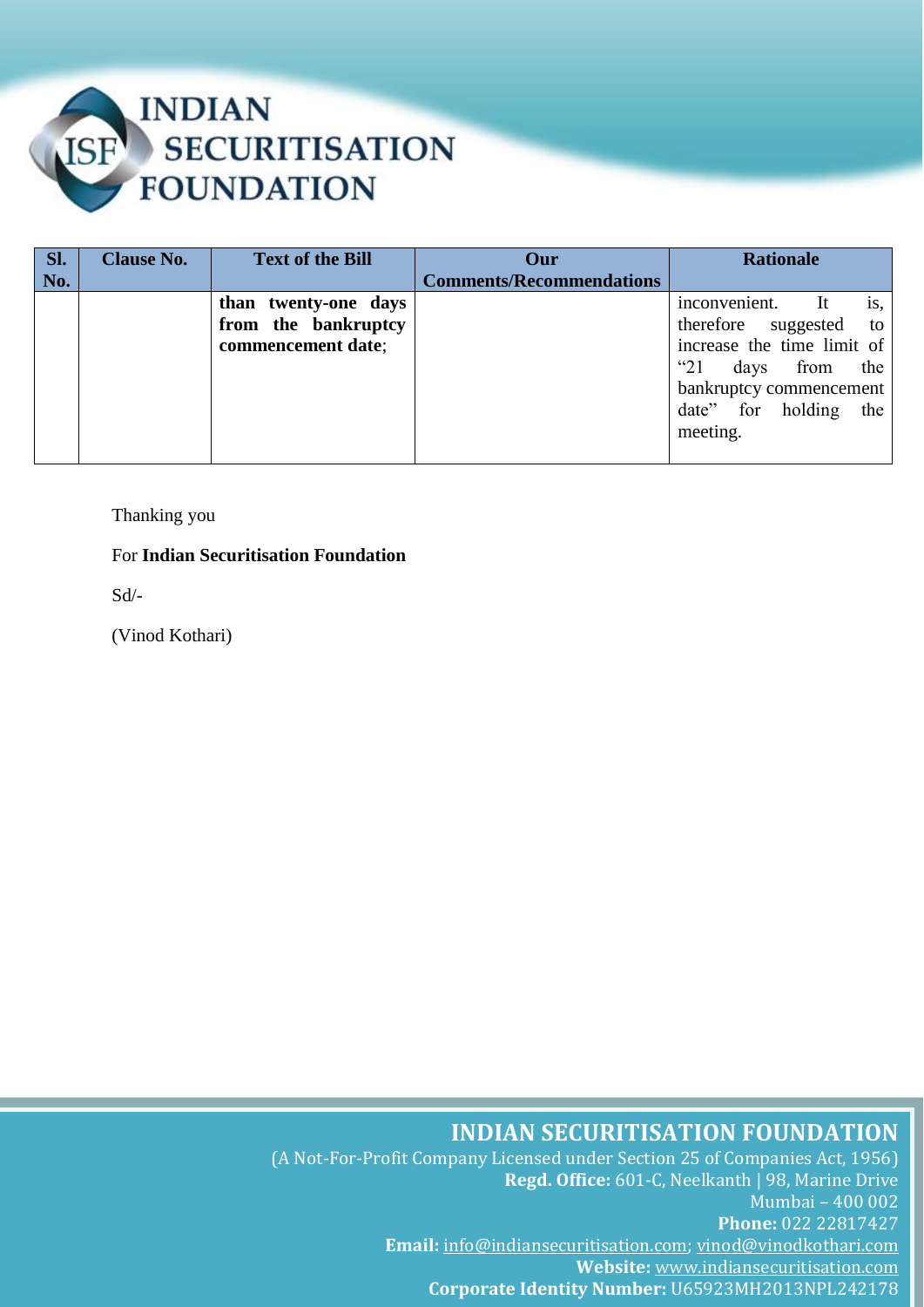| Sl. No. | Clause No. | Text of the Bill | Our Comments/Recommendations | Rationale |
|---|---|---|---|---|
| | | **than twenty-one days from the bankruptcy commencement date**; | | inconvenient. It is, therefore suggested to increase the time limit of "21 days from the bankruptcy commencement date" for holding the meeting. |

Thanking you

For **Indian Securitisation Foundation**

Sd/-

(Vinod Kothari)